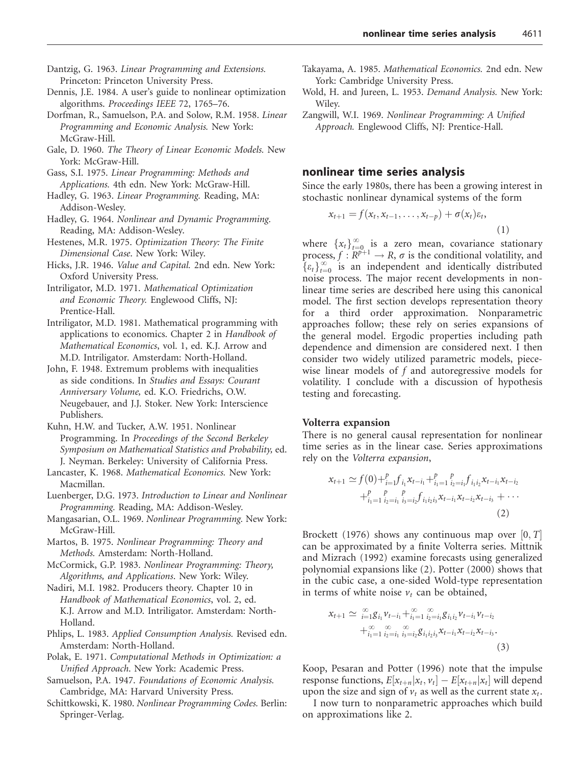Dantzig, G. 1963. *Linear Programming and Extensions.* Princeton: Princeton University Press.

Dennis, J.E. 1984. A user's guide to nonlinear optimization algorithms. *Proceedings IEEE* 72, 1765–76.

Dorfman, R., Samuelson, P.A. and Solow, R.M. 1958. *Linear Programming and Economic Analysis.* New York: McGraw-Hill.

Gale, D. 1960. *The Theory of Linear Economic Models.* New York: McGraw-Hill.

Gass, S.I. 1975. *Linear Programming: Methods and Applications.* 4th edn. New York: McGraw-Hill.

Hadley, G. 1963. *Linear Programming.* Reading, MA: Addison-Wesley.

Hadley, G. 1964. *Nonlinear and Dynamic Programming.* Reading, MA: Addison-Wesley.

Hestenes, M.R. 1975. *Optimization Theory: The Finite Dimensional Case*. New York: Wiley.

Hicks, J.R. 1946. *Value and Capital.* 2nd edn. New York: Oxford University Press.

Intriligator, M.D. 1971. *Mathematical Optimization and Economic Theory.* Englewood Cliffs, NJ: Prentice-Hall.

Intriligator, M.D. 1981. Mathematical programming with applications to economics. Chapter 2 in *Handbook of Mathematical Economics*, vol. 1, ed. K.J. Arrow and M.D. Intriligator. Amsterdam: North-Holland.

John, F. 1948. Extremum problems with inequalities as side conditions. In *Studies and Essays: Courant Anniversary Volume,* ed. K.O. Friedrichs, O.W. Neugebauer, and J.J. Stoker. New York: Interscience Publishers.

Kuhn, H.W. and Tucker, A.W. 1951. Nonlinear Programming. In *Proceedings of the Second Berkeley Symposium on Mathematical Statistics and Probability,* ed. J. Neyman. Berkeley: University of California Press.

Lancaster, K. 1968. *Mathematical Economics.* New York: Macmillan.

Luenberger, D.G. 1973. *Introduction to Linear and Nonlinear Programming.* Reading, MA: Addison-Wesley.

Mangasarian, O.L. 1969. *Nonlinear Programming.* New York: McGraw-Hill.

Martos, B. 1975. *Nonlinear Programming: Theory and Methods.* Amsterdam: North-Holland.

McCormick, G.P. 1983. *Nonlinear Programming: Theory, Algorithms, and Applications*. New York: Wiley.

Nadiri, M.I. 1982. Producers theory. Chapter 10 in *Handbook of Mathematical Economics*, vol. 2, ed. K.J. Arrow and M.D. Intriligator. Amsterdam: North-Holland.

Phlips, L. 1983. *Applied Consumption Analysis.* Revised edn. Amsterdam: North-Holland.

Polak, E. 1971. *Computational Methods in Optimization: a Unified Approach.* New York: Academic Press.

Samuelson, P.A. 1947. *Foundations of Economic Analysis.* Cambridge, MA: Harvard University Press.

Schittkowski, K. 1980. *Nonlinear Programming Codes.* Berlin: Springer-Verlag.

Takayama, A. 1985. *Mathematical Economics.* 2nd edn. New York: Cambridge University Press.

Wold, H. and Jureen, L. 1953. *Demand Analysis.* New York: Wiley.

Zangwill, W.I. 1969. *Nonlinear Programming: A Unified Approach.* Englewood Cliffs, NJ: Prentice-Hall.

## nonlinear time series analysis

Since the early 1980s, there has been a growing interest in stochastic nonlinear dynamical systems of the form

$$x_{t+1} = f(x_t, x_{t-1}, \ldots, x_{t-p}) + \sigma(x_t)\varepsilon_t, \tag{1}$$

where $\{x_t\}_{t=0}^{\infty}$ is a zero mean, covariance stationary process, $f: R^{p+1} \to R$, $\sigma$ is the conditional volatility, and $\{\varepsilon_t\}_{t=0}^{\infty}$ is an independent and identically distributed noise process. The major recent developments in nonlinear time series are described here using this canonical model. The first section develops representation theory for a third order approximation. Nonparametric approaches follow; these rely on series expansions of the general model. Ergodic properties including path dependence and dimension are considered next. I then consider two widely utilized parametric models, piecewise linear models of $f$ and autoregressive models for volatility. I conclude with a discussion of hypothesis testing and forecasting.

### Volterra expansion

There is no general causal representation for nonlinear time series as in the linear case. Series approximations rely on the *Volterra expansion*,

$$\begin{aligned} x_{t+1} \simeq f(0) &+ \sum_{i=1}^{p} f_{i_1} x_{t-i_1} + \sum_{i_1=1}^{p} \sum_{i_2=i_1}^{p} f_{i_1 i_2} x_{t-i_1} x_{t-i_2} \\ &+ \sum_{i_1=1}^{p} \sum_{i_2=i_1}^{p} \sum_{i_3=i_2}^{p} f_{i_1 i_2 i_3} x_{t-i_1} x_{t-i_2} x_{t-i_3} + \cdots \end{aligned} \tag{2}$$

Brockett (1976) shows any continuous map over $[0, T]$ can be approximated by a finite Volterra series. Mittnik and Mizrach (1992) examine forecasts using generalized polynomial expansions like (2). Potter (2000) shows that in the cubic case, a one-sided Wold-type representation in terms of white noise $v_t$ can be obtained,

$$\begin{aligned} x_{t+1} \simeq & \sum_{i=1}^{\infty} g_{i_1} v_{t-i_1} + \sum_{i_1=1}^{\infty} \sum_{i_2=i_1}^{\infty} g_{i_1 i_2} v_{t-i_1} v_{t-i_2} \\ &+ \sum_{i_1=1}^{\infty} \sum_{i_2=i_1}^{\infty} \sum_{i_3=i_2}^{\infty} g_{i_1 i_2 i_3} x_{t-i_1} x_{t-i_2} x_{t-i_3}. \end{aligned} \tag{3}$$

Koop, Pesaran and Potter (1996) note that the impulse response functions, $E[x_{t+n}|x_t, v_t] - E[x_{t+n}|x_t]$ will depend upon the size and sign of $v_t$ as well as the current state $x_t$.

I now turn to nonparametric approaches which build on approximations like 2.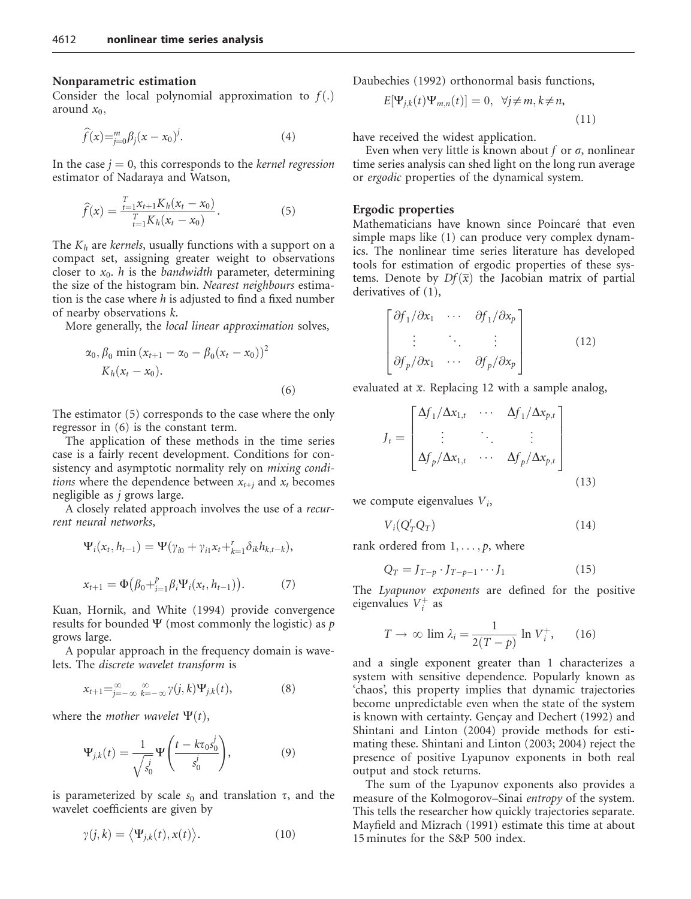## Nonparametric estimation

Consider the local polynomial approximation to $f(.)$ around $x_0$,

$$\widehat{f}(x) = {}_{j=0}^{m} \beta_j (x - x_0)^j. \tag{4}$$

In the case $j = 0$, this corresponds to the *kernel regression* estimator of Nadaraya and Watson,

$$\widehat{f}(x) = \frac{{}_{t=1}^{T} x_{t+1} K_h(x_t - x_0)}{{}_{t=1}^{T} K_h(x_t - x_0)}. \tag{5}$$

The $K_h$ are *kernels*, usually functions with a support on a compact set, assigning greater weight to observations closer to $x_0$. $h$ is the *bandwidth* parameter, determining the size of the histogram bin. *Nearest neighbours* estimation is the case where $h$ is adjusted to find a fixed number of nearby observations $k$.

More generally, the *local linear approximation* solves,

$$\alpha_0, \beta_0 \min (x_{t+1} - \alpha_0 - \beta_0(x_t - x_0))^2 \\ K_h(x_t - x_0). \tag{6}$$

The estimator (5) corresponds to the case where the only regressor in (6) is the constant term.

The application of these methods in the time series case is a fairly recent development. Conditions for consistency and asymptotic normality rely on *mixing conditions* where the dependence between $x_{t+j}$ and $x_t$ becomes negligible as $j$ grows large.

A closely related approach involves the use of a *recurrent neural networks*,

$$\Psi_i(x_t, h_{t-1}) = \Psi(\gamma_{i0} + \gamma_{i1} x_t + {}_{k=1}^{r} \delta_{ik} h_{k,t-k}),$$

$$x_{t+1} = \Phi\big(\beta_0 + {}_{i=1}^{p} \beta_i \Psi_i(x_t, h_{t-1})\big). \tag{7}$$

Kuan, Hornik, and White (1994) provide convergence results for bounded $\Psi$ (most commonly the logistic) as $p$ grows large.

A popular approach in the frequency domain is wavelets. The *discrete wavelet transform* is

$$x_{t+1} = {}_{j=-\infty}^{\infty} {}_{k=-\infty}^{\infty} \gamma(j,k) \Psi_{j,k}(t), \tag{8}$$

where the *mother wavelet* $\Psi(t)$,

$$\Psi_{j,k}(t) = \frac{1}{\sqrt{s_0^j}} \Psi\left(\frac{t - k\tau_0 s_0^j}{s_0^j}\right), \tag{9}$$

is parameterized by scale $s_0$ and translation $\tau$, and the wavelet coefficients are given by

$$\gamma(j,k) = \langle \Psi_{j,k}(t), x(t) \rangle. \tag{10}$$

Daubechies (1992) orthonormal basis functions,

$$E[\Psi_{j,k}(t)\Psi_{m,n}(t)] = 0, \ \ \forall j \neq m, k \neq n, \tag{11}$$

have received the widest application.

Even when very little is known about $f$ or $\sigma$, nonlinear time series analysis can shed light on the long run average or *ergodic* properties of the dynamical system.

## Ergodic properties

Mathematicians have known since Poincaré that even simple maps like (1) can produce very complex dynamics. The nonlinear time series literature has developed tools for estimation of ergodic properties of these systems. Denote by $Df(\overline{x})$ the Jacobian matrix of partial derivatives of (1),

$$\begin{bmatrix} \partial f_1/\partial x_1 & \cdots & \partial f_1/\partial x_p \\ \vdots & \ddots & \vdots \\ \partial f_p/\partial x_1 & \cdots & \partial f_p/\partial x_p \end{bmatrix} \tag{12}$$

evaluated at $\overline{x}$. Replacing 12 with a sample analog,

$$J_t = \begin{bmatrix} \Delta f_1/\Delta x_{1,t} & \cdots & \Delta f_1/\Delta x_{p,t} \\ \vdots & \ddots & \vdots \\ \Delta f_p/\Delta x_{1,t} & \cdots & \Delta f_p/\Delta x_{p,t} \end{bmatrix} \tag{13}$$

we compute eigenvalues $V_i$,

$$V_i(Q_T' Q_T) \tag{14}$$

rank ordered from $1, \ldots, p$, where

$$Q_T = J_{T-p} \cdot J_{T-p-1} \cdots J_1 \tag{15}$$

The *Lyapunov exponents* are defined for the positive eigenvalues $V_i^+$ as

$$T \to \infty \lim \lambda_i = \frac{1}{2(T-p)} \ln V_i^+, \tag{16}$$

and a single exponent greater than 1 characterizes a system with sensitive dependence. Popularly known as 'chaos', this property implies that dynamic trajectories become unpredictable even when the state of the system is known with certainty. Gençay and Dechert (1992) and Shintani and Linton (2004) provide methods for estimating these. Shintani and Linton (2003; 2004) reject the presence of positive Lyapunov exponents in both real output and stock returns.

The sum of the Lyapunov exponents also provides a measure of the Kolmogorov–Sinai *entropy* of the system. This tells the researcher how quickly trajectories separate. Mayfield and Mizrach (1991) estimate this time at about 15 minutes for the S&P 500 index.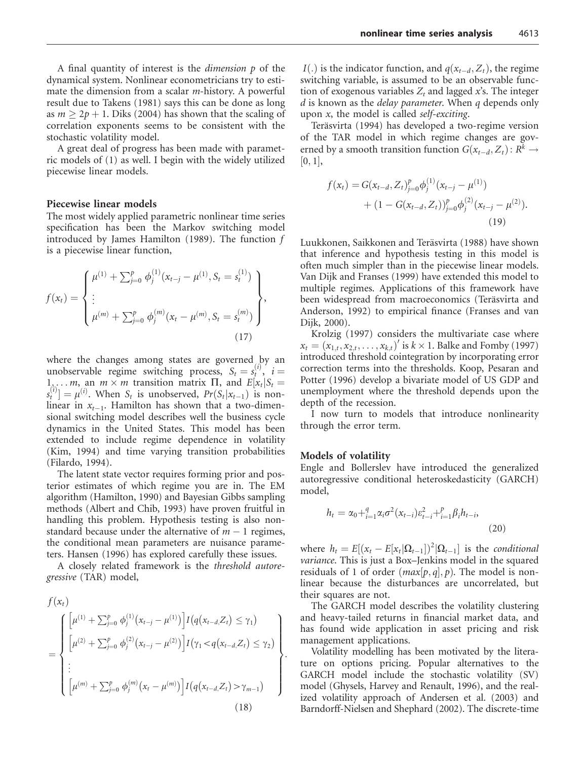A final quantity of interest is the *dimension p* of the dynamical system. Nonlinear econometricians try to estimate the dimension from a scalar *m*-history. A powerful result due to Takens (1981) says this can be done as long as $m \geq 2p + 1$. Diks (2004) has shown that the scaling of correlation exponents seems to be consistent with the stochastic volatility model.

A great deal of progress has been made with parametric models of (1) as well. I begin with the widely utilized piecewise linear models.

### Piecewise linear models

The most widely applied parametric nonlinear time series specification has been the Markov switching model introduced by James Hamilton (1989). The function $f$ is a piecewise linear function,

$$f(x_t) = \left\{ \begin{array}{l} \mu^{(1)} + \sum_{j=0}^{p} \phi_j^{(1)}(x_{t-j} - \mu^{(1)}, S_t = s_t^{(1)}) \\ \vdots \\ \mu^{(m)} + \sum_{j=0}^{p} \phi_j^{(m)}(x_t - \mu^{(m)}, S_t = s_t^{(m)}) \end{array} \right\}, \tag{17}$$

where the changes among states are governed by an unobservable regime switching process, $S_t = s_t^{(i)}$, $i = 1, \ldots m$, an $m \times m$ transition matrix $\Pi$, and $E[x_t | S_t = s_t^{(i)}] = \mu^{(i)}$. When $S_t$ is unobserved, $Pr(S_t | x_{t-1})$ is nonlinear in $x_{t-1}$. Hamilton has shown that a two-dimensional switching model describes well the business cycle dynamics in the United States. This model has been extended to include regime dependence in volatility (Kim, 1994) and time varying transition probabilities (Filardo, 1994).

The latent state vector requires forming prior and posterior estimates of which regime you are in. The EM algorithm (Hamilton, 1990) and Bayesian Gibbs sampling methods (Albert and Chib, 1993) have proven fruitful in handling this problem. Hypothesis testing is also nonstandard because under the alternative of $m - 1$ regimes, the conditional mean parameters are nuisance parameters. Hansen (1996) has explored carefully these issues.

A closely related framework is the *threshold autoregressive* (TAR) model,

$$f(x_t) = \left\{ \begin{array}{l} \left[\mu^{(1)} + \sum_{j=0}^{p} \phi_j^{(1)}(x_{t-j} - \mu^{(1)})\right] I(q(x_{t-d}, Z_t) \leq \gamma_1) \\ \left[\mu^{(2)} + \sum_{j=0}^{p} \phi_j^{(2)}(x_{t-j} - \mu^{(2)})\right] I(\gamma_1 < q(x_{t-d}, Z_t) \leq \gamma_2) \\ \vdots \\ \left[\mu^{(m)} + \sum_{j=0}^{p} \phi_j^{(m)}(x_t - \mu^{(m)})\right] I(q(x_{t-d}, Z_t) > \gamma_{m-1}) \end{array} \right\}. \tag{18}$$

$I(.)$ is the indicator function, and $q(x_{t-d}, Z_t)$, the regime switching variable, is assumed to be an observable function of exogenous variables $Z_t$ and lagged $x$'s. The integer $d$ is known as the *delay parameter*. When $q$ depends only upon $x$, the model is called *self-exciting*.

Teräsvirta (1994) has developed a two-regime version of the TAR model in which regime changes are governed by a smooth transition function $G(x_{t-d}, Z_t): R^k \rightarrow [0, 1]$,

$$f(x_t) = G(x_{t-d}, Z_t)_{j=0}^{p} \phi_j^{(1)}(x_{t-j} - \mu^{(1)}) + (1 - G(x_{t-d}, Z_t))_{j=0}^{p} \phi_j^{(2)}(x_{t-j} - \mu^{(2)}). \tag{19}$$

Luukkonen, Saikkonen and Teräsvirta (1988) have shown that inference and hypothesis testing in this model is often much simpler than in the piecewise linear models. Van Dijk and Franses (1999) have extended this model to multiple regimes. Applications of this framework have been widespread from macroeconomics (Teräsvirta and Anderson, 1992) to empirical finance (Franses and van Dijk, 2000).

Krolzig (1997) considers the multivariate case where $x_t = (x_{1,t}, x_{2,t}, \ldots, x_{k,t})'$ is $k \times 1$. Balke and Fomby (1997) introduced threshold cointegration by incorporating error correction terms into the thresholds. Koop, Pesaran and Potter (1996) develop a bivariate model of US GDP and unemployment where the threshold depends upon the depth of the recession.

I now turn to models that introduce nonlinearity through the error term.

### Models of volatility

Engle and Bollerslev have introduced the generalized autoregressive conditional heteroskedasticity (GARCH) model,

$$h_t = \alpha_0 + _{i=1}^{q} \alpha_i \sigma^2(x_{t-i}) \varepsilon_{t-i}^2 + _{i=1}^{p} \beta_i h_{t-i}, \tag{20}$$

where $h_t = E[(x_t - E[x_t | \Omega_{t-1}])^2 | \Omega_{t-1}]$ is the *conditional variance*. This is just a Box–Jenkins model in the squared residuals of 1 of order $(max[p, q], p)$. The model is nonlinear because the disturbances are uncorrelated, but their squares are not.

The GARCH model describes the volatility clustering and heavy-tailed returns in financial market data, and has found wide application in asset pricing and risk management applications.

Volatility modelling has been motivated by the literature on options pricing. Popular alternatives to the GARCH model include the stochastic volatility (SV) model (Ghysels, Harvey and Renault, 1996), and the realized volatility approach of Andersen et al. (2003) and Barndorff-Nielsen and Shephard (2002). The discrete-time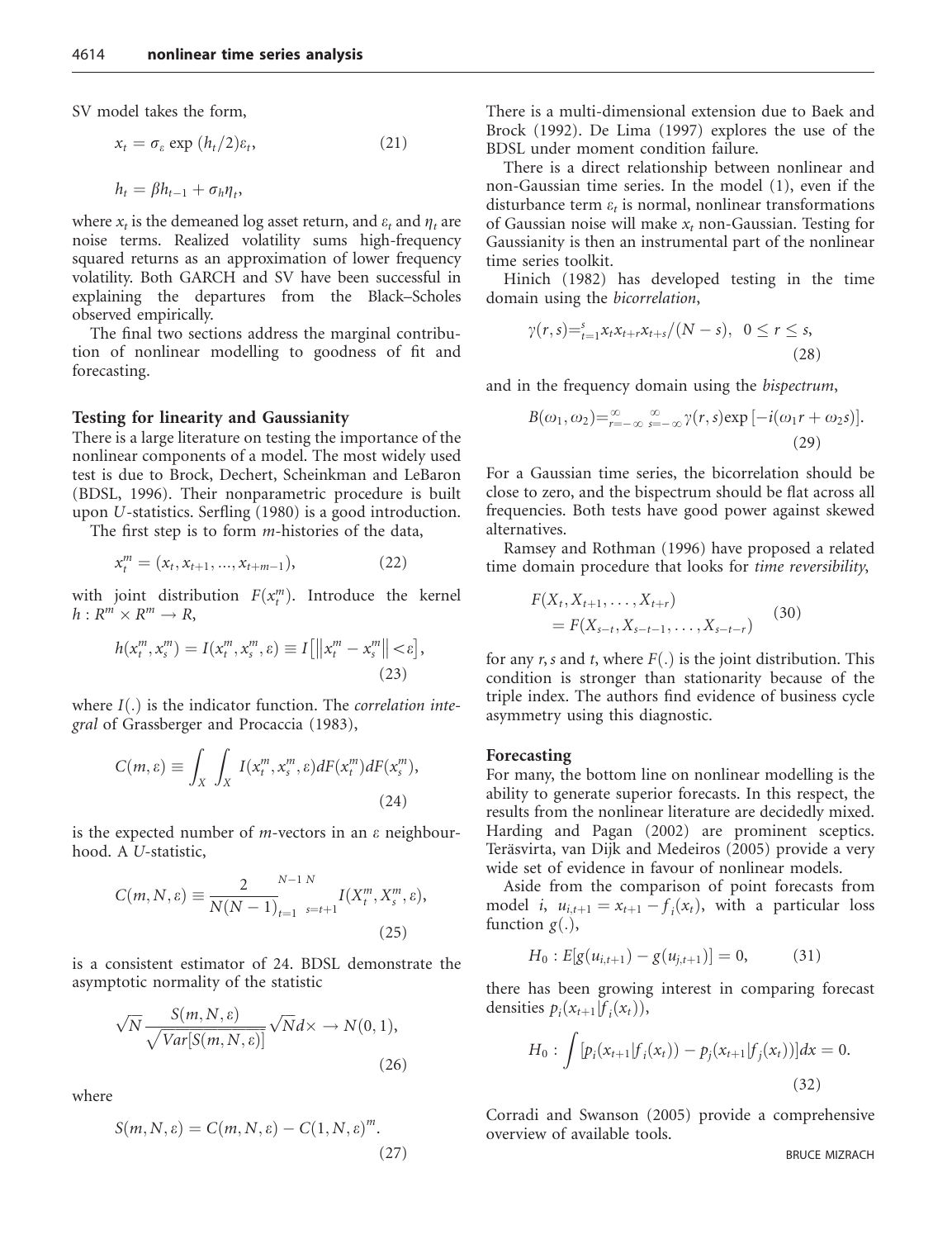SV model takes the form,

$$x_t = \sigma_\varepsilon \exp(h_t/2)\varepsilon_t, \tag{21}$$

$$h_t = \beta h_{t-1} + \sigma_h \eta_t,$$

where $x_t$ is the demeaned log asset return, and $\varepsilon_t$ and $\eta_t$ are noise terms. Realized volatility sums high-frequency squared returns as an approximation of lower frequency volatility. Both GARCH and SV have been successful in explaining the departures from the Black–Scholes observed empirically.

The final two sections address the marginal contribution of nonlinear modelling to goodness of fit and forecasting.

### Testing for linearity and Gaussianity

There is a large literature on testing the importance of the nonlinear components of a model. The most widely used test is due to Brock, Dechert, Scheinkman and LeBaron (BDSL, 1996). Their nonparametric procedure is built upon *U*-statistics. Serfling (1980) is a good introduction.

The first step is to form *m*-histories of the data,

$$x_t^m = (x_t, x_{t+1}, ..., x_{t+m-1}), \tag{22}$$

with joint distribution $F(x_t^m)$. Introduce the kernel $h : R^m \times R^m \rightarrow R$,

$$h(x_t^m, x_s^m) = I(x_t^m, x_s^m, \varepsilon) \equiv I\left[\left\|x_t^m - x_s^m\right\| < \varepsilon\right], \tag{23}$$

where $I(.)$ is the indicator function. The *correlation integral* of Grassberger and Procaccia (1983),

$$C(m, \varepsilon) \equiv \int_X \int_X I(x_t^m, x_s^m, \varepsilon) dF(x_t^m) dF(x_s^m), \tag{24}$$

is the expected number of *m*-vectors in an $\varepsilon$ neighbourhood. A *U*-statistic,

$$C(m, N, \varepsilon) \equiv \frac{2}{N(N-1)} \sum_{t=1}^{N-1} \sum_{s=t+1}^{N} I(X_t^m, X_s^m, \varepsilon), \tag{25}$$

is a consistent estimator of 24. BDSL demonstrate the asymptotic normality of the statistic

$$\sqrt{N} \frac{S(m, N, \varepsilon)}{\sqrt{Var[S(m, N, \varepsilon)]}} \sqrt{N} d\times \rightarrow N(0, 1), \tag{26}$$

where

$$S(m, N, \varepsilon) = C(m, N, \varepsilon) - C(1, N, \varepsilon)^m. \tag{27}$$

There is a multi-dimensional extension due to Baek and Brock (1992). De Lima (1997) explores the use of the BDSL under moment condition failure.

There is a direct relationship between nonlinear and non-Gaussian time series. In the model (1), even if the disturbance term $\varepsilon_t$ is normal, nonlinear transformations of Gaussian noise will make $x_t$ non-Gaussian. Testing for Gaussianity is then an instrumental part of the nonlinear time series toolkit.

Hinich (1982) has developed testing in the time domain using the *bicorrelation*,

$$\gamma(r, s) = \sum_{t=1}^{s} x_t x_{t+r} x_{t+s} / (N - s), \quad 0 \leq r \leq s, \tag{28}$$

and in the frequency domain using the *bispectrum*,

$$B(\omega_1, \omega_2) = \sum_{r=-\infty}^{\infty} \sum_{s=-\infty}^{\infty} \gamma(r, s) \exp[-i(\omega_1 r + \omega_2 s)]. \tag{29}$$

For a Gaussian time series, the bicorrelation should be close to zero, and the bispectrum should be flat across all frequencies. Both tests have good power against skewed alternatives.

Ramsey and Rothman (1996) have proposed a related time domain procedure that looks for *time reversibility*,

$$\begin{aligned} &F(X_t, X_{t+1}, \ldots, X_{t+r}) \\ &\quad = F(X_{s-t}, X_{s-t-1}, \ldots, X_{s-t-r}) \end{aligned} \tag{30}$$

for any *r*, *s* and *t*, where $F(.)$ is the joint distribution. This condition is stronger than stationarity because of the triple index. The authors find evidence of business cycle asymmetry using this diagnostic.

### Forecasting

For many, the bottom line on nonlinear modelling is the ability to generate superior forecasts. In this respect, the results from the nonlinear literature are decidedly mixed. Harding and Pagan (2002) are prominent sceptics. Teräsvirta, van Dijk and Medeiros (2005) provide a very wide set of evidence in favour of nonlinear models.

Aside from the comparison of point forecasts from model *i*, $u_{i,t+1} = x_{t+1} - f_i(x_t)$, with a particular loss function $g(.)$,

$$H_0 : E[g(u_{i,t+1}) - g(u_{j,t+1})] = 0, \tag{31}$$

there has been growing interest in comparing forecast densities $p_i(x_{t+1}|f_i(x_t))$,

$$H_0 : \int [p_i(x_{t+1}|f_i(x_t)) - p_j(x_{t+1}|f_j(x_t))] dx = 0. \tag{32}$$

Corradi and Swanson (2005) provide a comprehensive overview of available tools.

BRUCE MIZRACH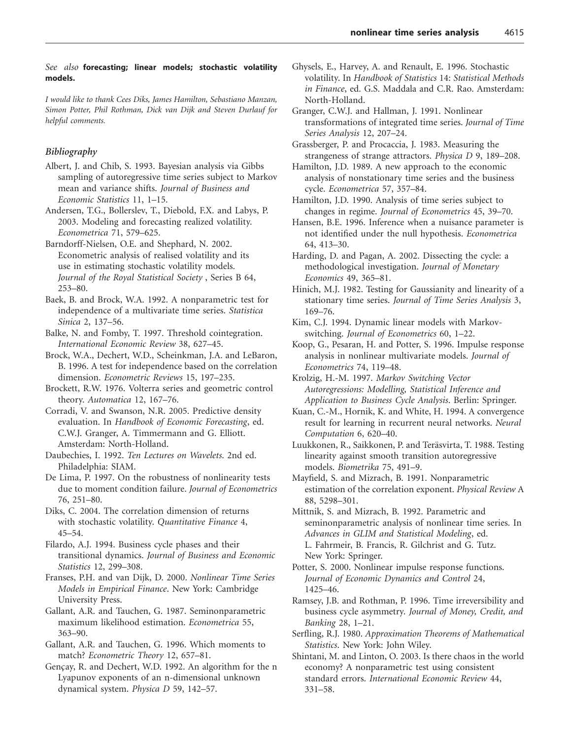*See also* **forecasting; linear models; stochastic volatility models.**

*I would like to thank Cees Diks, James Hamilton, Sebastiano Manzan, Simon Potter, Phil Rothman, Dick van Dijk and Steven Durlauf for helpful comments.*

### *Bibliography*

Albert, J. and Chib, S. 1993. Bayesian analysis via Gibbs sampling of autoregressive time series subject to Markov mean and variance shifts. *Journal of Business and Economic Statistics* 11, 1–15.

Andersen, T.G., Bollerslev, T., Diebold, F.X. and Labys, P. 2003. Modeling and forecasting realized volatility. *Econometrica* 71, 579–625.

Barndorff-Nielsen, O.E. and Shephard, N. 2002. Econometric analysis of realised volatility and its use in estimating stochastic volatility models. *Journal of the Royal Statistical Society* , Series B 64, 253–80.

Baek, B. and Brock, W.A. 1992. A nonparametric test for independence of a multivariate time series. *Statistica Sinica* 2, 137–56.

Balke, N. and Fomby, T. 1997. Threshold cointegration. *International Economic Review* 38, 627–45.

Brock, W.A., Dechert, W.D., Scheinkman, J.A. and LeBaron, B. 1996. A test for independence based on the correlation dimension. *Econometric Reviews* 15, 197–235.

Brockett, R.W. 1976. Volterra series and geometric control theory. *Automatica* 12, 167–76.

Corradi, V. and Swanson, N.R. 2005. Predictive density evaluation. In *Handbook of Economic Forecasting*, ed. C.W.J. Granger, A. Timmermann and G. Elliott. Amsterdam: North-Holland.

Daubechies, I. 1992. *Ten Lectures on Wavelets*. 2nd ed. Philadelphia: SIAM.

De Lima, P. 1997. On the robustness of nonlinearity tests due to moment condition failure. *Journal of Econometrics* 76, 251–80.

Diks, C. 2004. The correlation dimension of returns with stochastic volatility. *Quantitative Finance* 4, 45–54.

Filardo, A.J. 1994. Business cycle phases and their transitional dynamics. *Journal of Business and Economic Statistics* 12, 299–308.

Franses, P.H. and van Dijk, D. 2000. *Nonlinear Time Series Models in Empirical Finance*. New York: Cambridge University Press.

Gallant, A.R. and Tauchen, G. 1987. Seminonparametric maximum likelihood estimation. *Econometrica* 55, 363–90.

Gallant, A.R. and Tauchen, G. 1996. Which moments to match? *Econometric Theory* 12, 657–81.

Gençay, R. and Dechert, W.D. 1992. An algorithm for the n Lyapunov exponents of an n-dimensional unknown dynamical system. *Physica D* 59, 142–57.

Ghysels, E., Harvey, A. and Renault, E. 1996. Stochastic volatility. In *Handbook of Statistics* 14: *Statistical Methods in Finance*, ed. G.S. Maddala and C.R. Rao. Amsterdam: North-Holland.

Granger, C.W.J. and Hallman, J. 1991. Nonlinear transformations of integrated time series. *Journal of Time Series Analysis* 12, 207–24.

Grassberger, P. and Procaccia, J. 1983. Measuring the strangeness of strange attractors. *Physica D* 9, 189–208.

Hamilton, J.D. 1989. A new approach to the economic analysis of nonstationary time series and the business cycle. *Econometrica* 57, 357–84.

Hamilton, J.D. 1990. Analysis of time series subject to changes in regime. *Journal of Econometrics* 45, 39–70.

Hansen, B.E. 1996. Inference when a nuisance parameter is not identified under the null hypothesis. *Econometrica* 64, 413–30.

Harding, D. and Pagan, A. 2002. Dissecting the cycle: a methodological investigation. *Journal of Monetary Economics* 49, 365–81.

Hinich, M.J. 1982. Testing for Gaussianity and linearity of a stationary time series. *Journal of Time Series Analysis* 3, 169–76.

Kim, C.J. 1994. Dynamic linear models with Markov-switching. *Journal of Econometrics* 60, 1–22.

Koop, G., Pesaran, H. and Potter, S. 1996. Impulse response analysis in nonlinear multivariate models. *Journal of Econometrics* 74, 119–48.

Krolzig, H.-M. 1997. *Markov Switching Vector Autoregressions: Modelling, Statistical Inference and Application to Business Cycle Analysis*. Berlin: Springer.

Kuan, C.-M., Hornik, K. and White, H. 1994. A convergence result for learning in recurrent neural networks. *Neural Computation* 6, 620–40.

Luukkonen, R., Saikkonen, P. and Teräsvirta, T. 1988. Testing linearity against smooth transition autoregressive models. *Biometrika* 75, 491–9.

Mayfield, S. and Mizrach, B. 1991. Nonparametric estimation of the correlation exponent. *Physical Review* A 88, 5298–301.

Mittnik, S. and Mizrach, B. 1992. Parametric and seminonparametric analysis of nonlinear time series. In *Advances in GLIM and Statistical Modeling*, ed. L. Fahrmeir, B. Francis, R. Gilchrist and G. Tutz. New York: Springer.

Potter, S. 2000. Nonlinear impulse response functions. *Journal of Economic Dynamics and Control* 24, 1425–46.

Ramsey, J.B. and Rothman, P. 1996. Time irreversibility and business cycle asymmetry. *Journal of Money, Credit, and Banking* 28, 1–21.

Serfling, R.J. 1980. *Approximation Theorems of Mathematical Statistics*. New York: John Wiley.

Shintani, M. and Linton, O. 2003. Is there chaos in the world economy? A nonparametric test using consistent standard errors. *International Economic Review* 44, 331–58.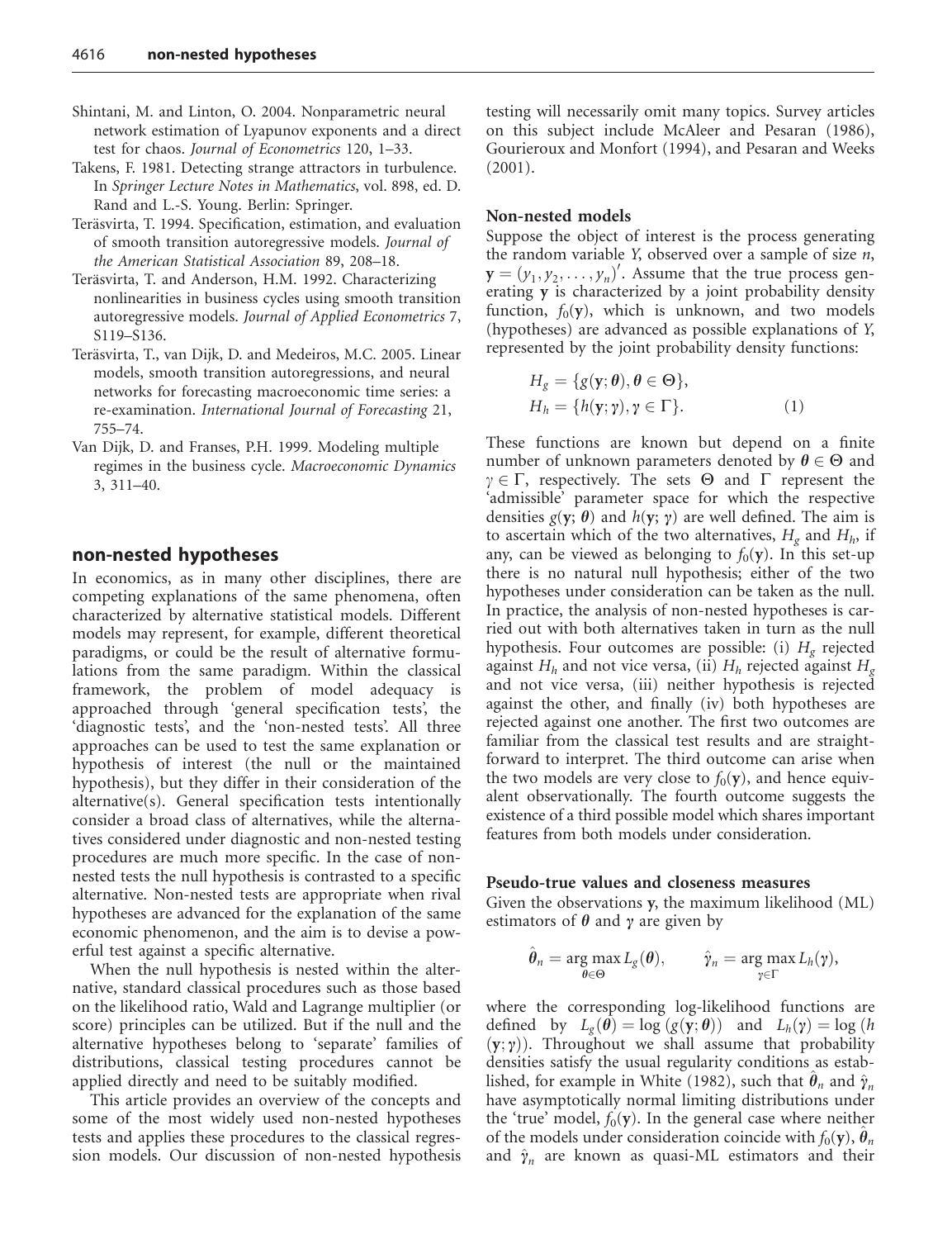Shintani, M. and Linton, O. 2004. Nonparametric neural network estimation of Lyapunov exponents and a direct test for chaos. *Journal of Econometrics* 120, 1–33.

Takens, F. 1981. Detecting strange attractors in turbulence. In *Springer Lecture Notes in Mathematics*, vol. 898, ed. D. Rand and L.-S. Young. Berlin: Springer.

Teräsvirta, T. 1994. Specification, estimation, and evaluation of smooth transition autoregressive models. *Journal of the American Statistical Association* 89, 208–18.

Teräsvirta, T. and Anderson, H.M. 1992. Characterizing nonlinearities in business cycles using smooth transition autoregressive models. *Journal of Applied Econometrics* 7, S119–S136.

Teräsvirta, T., van Dijk, D. and Medeiros, M.C. 2005. Linear models, smooth transition autoregressions, and neural networks for forecasting macroeconomic time series: a re-examination. *International Journal of Forecasting* 21, 755–74.

Van Dijk, D. and Franses, P.H. 1999. Modeling multiple regimes in the business cycle. *Macroeconomic Dynamics* 3, 311–40.

## non-nested hypotheses

In economics, as in many other disciplines, there are competing explanations of the same phenomena, often characterized by alternative statistical models. Different models may represent, for example, different theoretical paradigms, or could be the result of alternative formulations from the same paradigm. Within the classical framework, the problem of model adequacy is approached through 'general specification tests', the 'diagnostic tests', and the 'non-nested tests'. All three approaches can be used to test the same explanation or hypothesis of interest (the null or the maintained hypothesis), but they differ in their consideration of the alternative(s). General specification tests intentionally consider a broad class of alternatives, while the alternatives considered under diagnostic and non-nested testing procedures are much more specific. In the case of non-nested tests the null hypothesis is contrasted to a specific alternative. Non-nested tests are appropriate when rival hypotheses are advanced for the explanation of the same economic phenomenon, and the aim is to devise a powerful test against a specific alternative.

When the null hypothesis is nested within the alternative, standard classical procedures such as those based on the likelihood ratio, Wald and Lagrange multiplier (or score) principles can be utilized. But if the null and the alternative hypotheses belong to 'separate' families of distributions, classical testing procedures cannot be applied directly and need to be suitably modified.

This article provides an overview of the concepts and some of the most widely used non-nested hypotheses tests and applies these procedures to the classical regression models. Our discussion of non-nested hypothesis testing will necessarily omit many topics. Survey articles on this subject include McAleer and Pesaran (1986), Gourieroux and Monfort (1994), and Pesaran and Weeks (2001).

### Non-nested models

Suppose the object of interest is the process generating the random variable $Y$, observed over a sample of size $n$, $\mathbf{y} = (y_1, y_2, \ldots, y_n)'$. Assume that the true process generating $\mathbf{y}$ is characterized by a joint probability density function, $f_0(\mathbf{y})$, which is unknown, and two models (hypotheses) are advanced as possible explanations of $Y$, represented by the joint probability density functions:

$$
\begin{aligned}
H_g &= \{g(\mathbf{y}; \boldsymbol{\theta}), \boldsymbol{\theta} \in \Theta\}, \\
H_h &= \{h(\mathbf{y}; \boldsymbol{\gamma}), \boldsymbol{\gamma} \in \Gamma\}.
\end{aligned} \tag{1}
$$

These functions are known but depend on a finite number of unknown parameters denoted by $\boldsymbol{\theta} \in \Theta$ and $\gamma \in \Gamma$, respectively. The sets $\Theta$ and $\Gamma$ represent the 'admissible' parameter space for which the respective densities $g(\mathbf{y}; \boldsymbol{\theta})$ and $h(\mathbf{y}; \boldsymbol{\gamma})$ are well defined. The aim is to ascertain which of the two alternatives, $H_g$ and $H_h$, if any, can be viewed as belonging to $f_0(\mathbf{y})$. In this set-up there is no natural null hypothesis; either of the two hypotheses under consideration can be taken as the null. In practice, the analysis of non-nested hypotheses is carried out with both alternatives taken in turn as the null hypothesis. Four outcomes are possible: (i) $H_g$ rejected against $H_h$ and not vice versa, (ii) $H_h$ rejected against $H_g$ and not vice versa, (iii) neither hypothesis is rejected against the other, and finally (iv) both hypotheses are rejected against one another. The first two outcomes are familiar from the classical test results and are straightforward to interpret. The third outcome can arise when the two models are very close to $f_0(\mathbf{y})$, and hence equivalent observationally. The fourth outcome suggests the existence of a third possible model which shares important features from both models under consideration.

### Pseudo-true values and closeness measures

Given the observations $\mathbf{y}$, the maximum likelihood (ML) estimators of $\boldsymbol{\theta}$ and $\boldsymbol{\gamma}$ are given by

$$
\hat{\boldsymbol{\theta}}_n = \arg\max_{\boldsymbol{\theta} \in \Theta} L_g(\boldsymbol{\theta}), \qquad \hat{\boldsymbol{\gamma}}_n = \arg\max_{\boldsymbol{\gamma} \in \Gamma} L_h(\boldsymbol{\gamma}),
$$

where the corresponding log-likelihood functions are defined by $L_g(\boldsymbol{\theta}) = \log(g(\mathbf{y}; \boldsymbol{\theta}))$ and $L_h(\boldsymbol{\gamma}) = \log(h(\mathbf{y}; \boldsymbol{\gamma}))$. Throughout we shall assume that probability densities satisfy the usual regularity conditions as established, for example in White (1982), such that $\hat{\boldsymbol{\theta}}_n$ and $\hat{\boldsymbol{\gamma}}_n$ have asymptotically normal limiting distributions under the 'true' model, $f_0(\mathbf{y})$. In the general case where neither of the models under consideration coincide with $f_0(\mathbf{y})$, $\hat{\boldsymbol{\theta}}_n$ and $\hat{\boldsymbol{\gamma}}_n$ are known as quasi-ML estimators and their